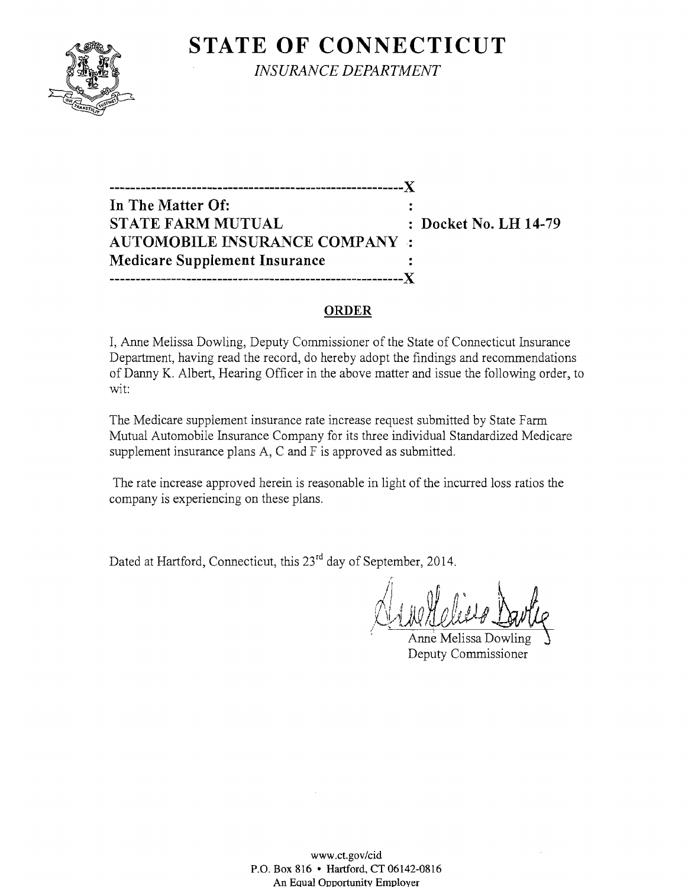# STATE OF CONNECTICUT

*INSURANCE DEPARTMENT*

---------------------------------------------------------X

| | |
|---|---|
| **In The Matter Of:** | : |
| **STATE FARM MUTUAL** | **: Docket No. LH 14-79** |
| **AUTOMOBILE INSURANCE COMPANY** | **:** |
| **Medicare Supplement Insurance** | : |

---------------------------------------------------------X

## ORDER

I, Anne Melissa Dowling, Deputy Commissioner of the State of Connecticut Insurance Department, having read the record, do hereby adopt the findings and recommendations of Danny K. Albert, Hearing Officer in the above matter and issue the following order, to wit:

The Medicare supplement insurance rate increase request submitted by State Farm Mutual Automobile Insurance Company for its three individual Standardized Medicare supplement insurance plans A, C and F is approved as submitted.

The rate increase approved herein is reasonable in light of the incurred loss ratios the company is experiencing on these plans.

Dated at Hartford, Connecticut, this 23rd day of September, 2014.

Anne Melissa Dowling
Deputy Commissioner

www.ct.gov/cid
P.O. Box 816 • Hartford, CT 06142-0816
An Equal Opportunity Employer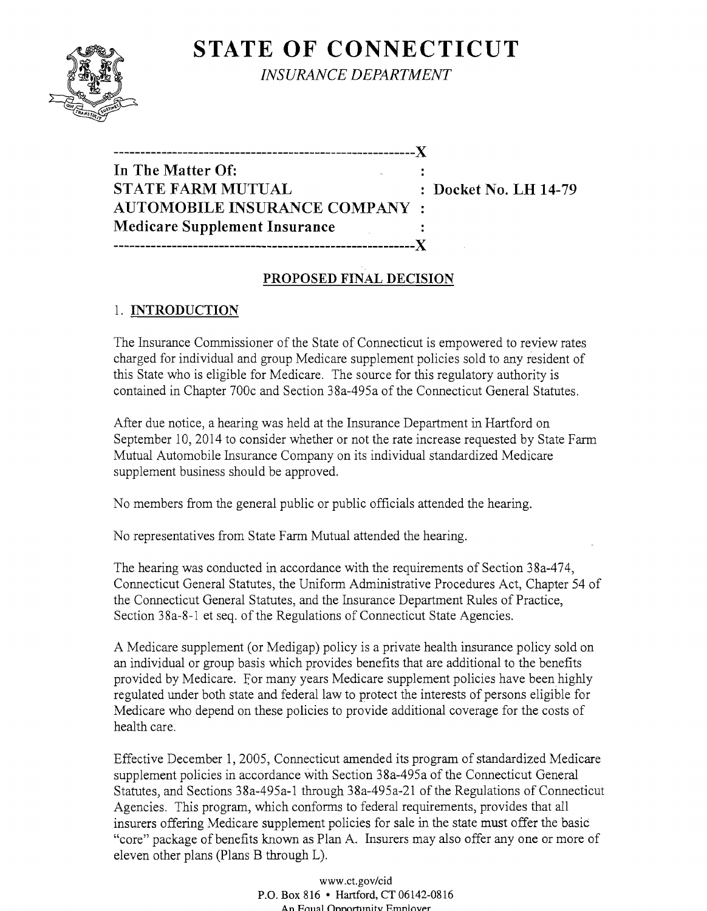# STATE OF CONNECTICUT

*INSURANCE DEPARTMENT*

---------------------------------------------------------X
**In The Matter Of:** :
**STATE FARM MUTUAL** : **Docket No. LH 14-79**
**AUTOMOBILE INSURANCE COMPANY** :
**Medicare Supplement Insurance** :
---------------------------------------------------------X

## PROPOSED FINAL DECISION

### 1. INTRODUCTION

The Insurance Commissioner of the State of Connecticut is empowered to review rates charged for individual and group Medicare supplement policies sold to any resident of this State who is eligible for Medicare. The source for this regulatory authority is contained in Chapter 700c and Section 38a-495a of the Connecticut General Statutes.

After due notice, a hearing was held at the Insurance Department in Hartford on September 10, 2014 to consider whether or not the rate increase requested by State Farm Mutual Automobile Insurance Company on its individual standardized Medicare supplement business should be approved.

No members from the general public or public officials attended the hearing.

No representatives from State Farm Mutual attended the hearing.

The hearing was conducted in accordance with the requirements of Section 38a-474, Connecticut General Statutes, the Uniform Administrative Procedures Act, Chapter 54 of the Connecticut General Statutes, and the Insurance Department Rules of Practice, Section 38a-8-1 et seq. of the Regulations of Connecticut State Agencies.

A Medicare supplement (or Medigap) policy is a private health insurance policy sold on an individual or group basis which provides benefits that are additional to the benefits provided by Medicare. For many years Medicare supplement policies have been highly regulated under both state and federal law to protect the interests of persons eligible for Medicare who depend on these policies to provide additional coverage for the costs of health care.

Effective December 1, 2005, Connecticut amended its program of standardized Medicare supplement policies in accordance with Section 38a-495a of the Connecticut General Statutes, and Sections 38a-495a-1 through 38a-495a-21 of the Regulations of Connecticut Agencies. This program, which conforms to federal requirements, provides that all insurers offering Medicare supplement policies for sale in the state must offer the basic "core" package of benefits known as Plan A. Insurers may also offer any one or more of eleven other plans (Plans B through L).

www.ct.gov/cid
P.O. Box 816 • Hartford, CT 06142-0816
An Equal Opportunity Employer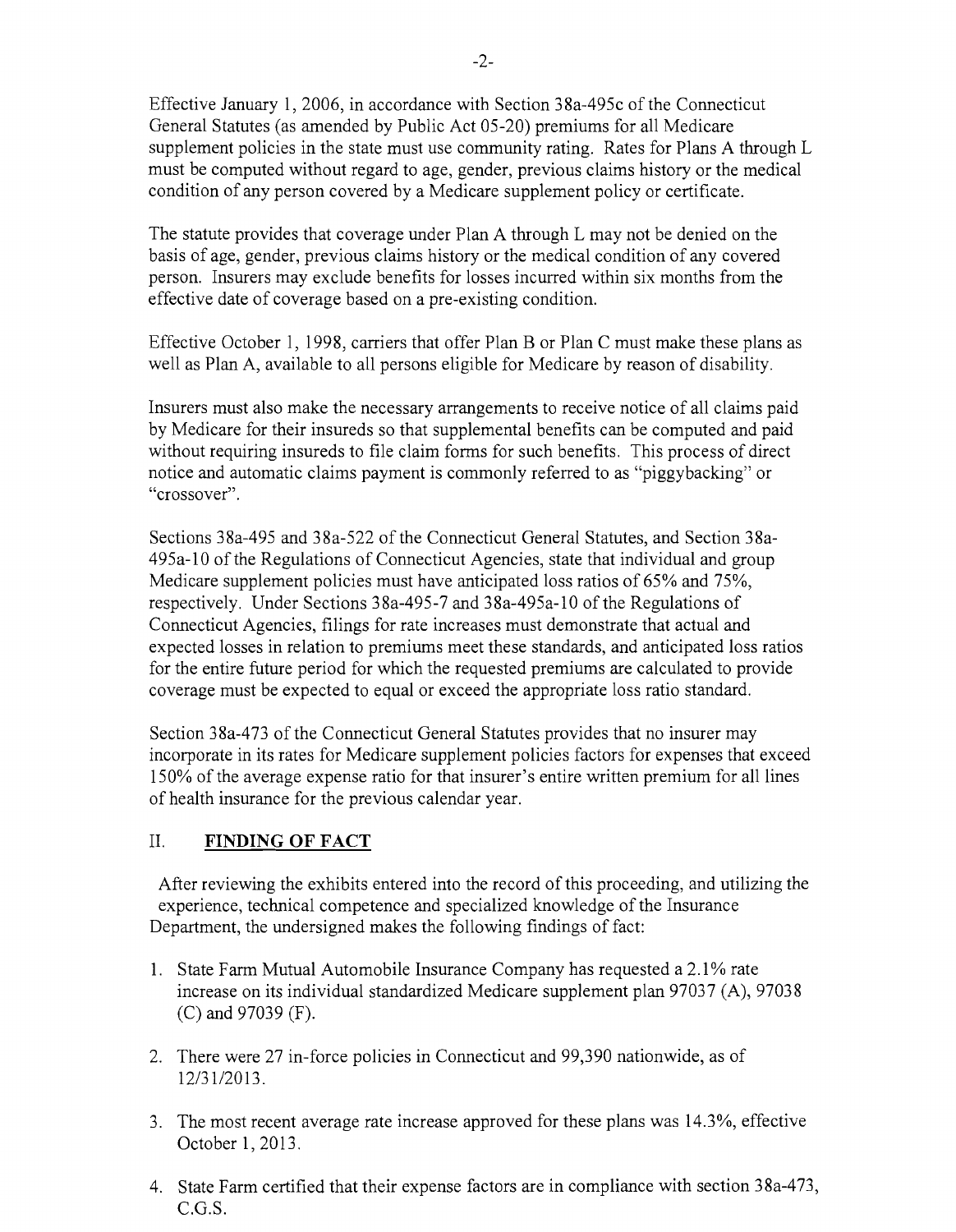Effective January 1, 2006, in accordance with Section 38a-495c of the Connecticut General Statutes (as amended by Public Act 05-20) premiums for all Medicare supplement policies in the state must use community rating. Rates for Plans A through L must be computed without regard to age, gender, previous claims history or the medical condition of any person covered by a Medicare supplement policy or certificate.

The statute provides that coverage under Plan A through L may not be denied on the basis of age, gender, previous claims history or the medical condition of any covered person. Insurers may exclude benefits for losses incurred within six months from the effective date of coverage based on a pre-existing condition.

Effective October 1, 1998, carriers that offer Plan B or Plan C must make these plans as well as Plan A, available to all persons eligible for Medicare by reason of disability.

Insurers must also make the necessary arrangements to receive notice of all claims paid by Medicare for their insureds so that supplemental benefits can be computed and paid without requiring insureds to file claim forms for such benefits. This process of direct notice and automatic claims payment is commonly referred to as "piggybacking" or "crossover".

Sections 38a-495 and 38a-522 of the Connecticut General Statutes, and Section 38a-495a-10 of the Regulations of Connecticut Agencies, state that individual and group Medicare supplement policies must have anticipated loss ratios of 65% and 75%, respectively. Under Sections 38a-495-7 and 38a-495a-10 of the Regulations of Connecticut Agencies, filings for rate increases must demonstrate that actual and expected losses in relation to premiums meet these standards, and anticipated loss ratios for the entire future period for which the requested premiums are calculated to provide coverage must be expected to equal or exceed the appropriate loss ratio standard.

Section 38a-473 of the Connecticut General Statutes provides that no insurer may incorporate in its rates for Medicare supplement policies factors for expenses that exceed 150% of the average expense ratio for that insurer's entire written premium for all lines of health insurance for the previous calendar year.

## II. FINDING OF FACT

After reviewing the exhibits entered into the record of this proceeding, and utilizing the experience, technical competence and specialized knowledge of the Insurance Department, the undersigned makes the following findings of fact:

1. State Farm Mutual Automobile Insurance Company has requested a 2.1% rate increase on its individual standardized Medicare supplement plan 97037 (A), 97038 (C) and 97039 (F).
2. There were 27 in-force policies in Connecticut and 99,390 nationwide, as of 12/31/2013.
3. The most recent average rate increase approved for these plans was 14.3%, effective October 1, 2013.
4. State Farm certified that their expense factors are in compliance with section 38a-473, C.G.S.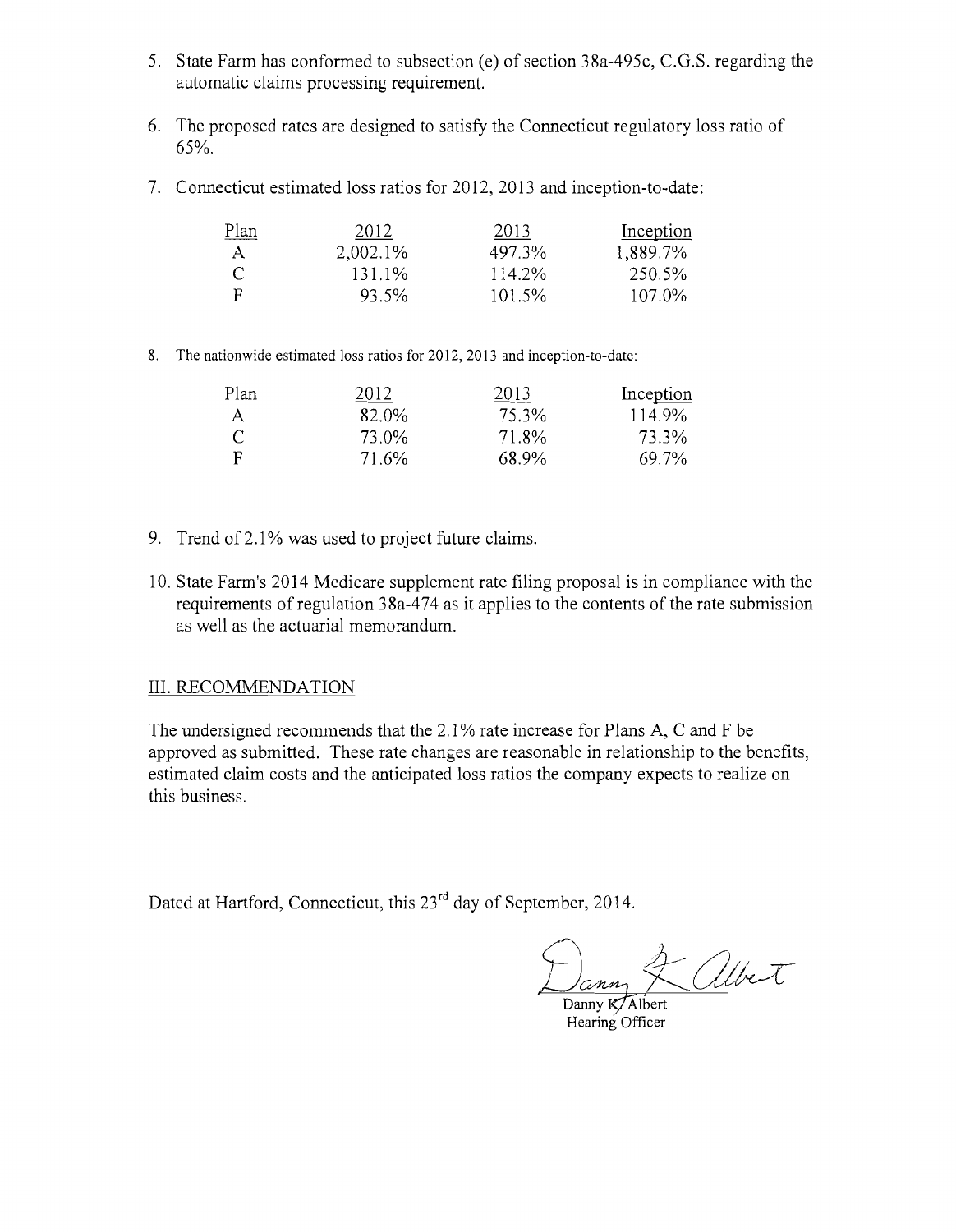5. State Farm has conformed to subsection (e) of section 38a-495c, C.G.S. regarding the automatic claims processing requirement.

6. The proposed rates are designed to satisfy the Connecticut regulatory loss ratio of 65%.

7. Connecticut estimated loss ratios for 2012, 2013 and inception-to-date:

| Plan | 2012 | 2013 | Inception |
|---|---|---|---|
| A | 2,002.1% | 497.3% | 1,889.7% |
| C | 131.1% | 114.2% | 250.5% |
| F | 93.5% | 101.5% | 107.0% |

8. The nationwide estimated loss ratios for 2012, 2013 and inception-to-date:

| Plan | 2012 | 2013 | Inception |
|---|---|---|---|
| A | 82.0% | 75.3% | 114.9% |
| C | 73.0% | 71.8% | 73.3% |
| F | 71.6% | 68.9% | 69.7% |

9. Trend of 2.1% was used to project future claims.

10. State Farm's 2014 Medicare supplement rate filing proposal is in compliance with the requirements of regulation 38a-474 as it applies to the contents of the rate submission as well as the actuarial memorandum.

## III. RECOMMENDATION

The undersigned recommends that the 2.1% rate increase for Plans A, C and F be approved as submitted. These rate changes are reasonable in relationship to the benefits, estimated claim costs and the anticipated loss ratios the company expects to realize on this business.

Dated at Hartford, Connecticut, this 23rd day of September, 2014.

Danny K. Albert
Hearing Officer